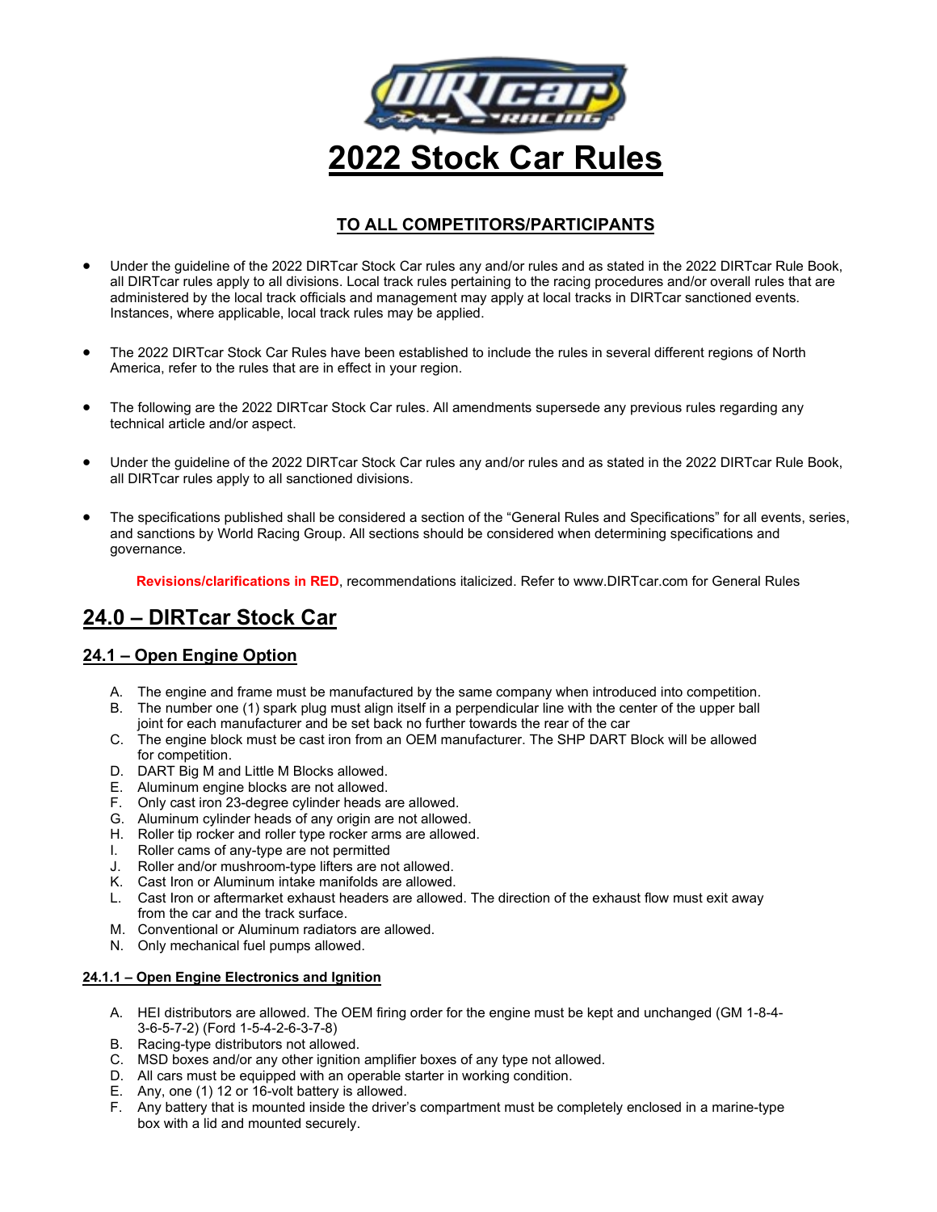# 2022 Stock Car Rules

## TO ALL COMPETITORS/PARTICIPANTS

- Under the guideline of the 2022 DIRTcar Stock Car rules any and/or rules and as stated in the 2022 DIRTcar Rule Book, all DIRTcar rules apply to all divisions. Local track rules pertaining to the racing procedures and/or overall rules that are administered by the local track officials and management may apply at local tracks in DIRTcar sanctioned events. Instances, where applicable, local track rules may be applied.
- The 2022 DIRTcar Stock Car Rules have been established to include the rules in several different regions of North America, refer to the rules that are in effect in your region.
- The following are the 2022 DIRTcar Stock Car rules. All amendments supersede any previous rules regarding any technical article and/or aspect.
- Under the guideline of the 2022 DIRTcar Stock Car rules any and/or rules and as stated in the 2022 DIRTcar Rule Book, all DIRTcar rules apply to all sanctioned divisions.
- The specifications published shall be considered a section of the "General Rules and Specifications" for all events, series, and sanctions by World Racing Group. All sections should be considered when determining specifications and governance.

**Revisions/clarifications in RED**, recommendations italicized. Refer to www.DIRTcar.com for General Rules

## 24.0 – DIRTcar Stock Car

### 24.1 – Open Engine Option

A. The engine and frame must be manufactured by the same company when introduced into competition.
B. The number one (1) spark plug must align itself in a perpendicular line with the center of the upper ball joint for each manufacturer and be set back no further towards the rear of the car
C. The engine block must be cast iron from an OEM manufacturer. The SHP DART Block will be allowed for competition.
D. DART Big M and Little M Blocks allowed.
E. Aluminum engine blocks are not allowed.
F. Only cast iron 23-degree cylinder heads are allowed.
G. Aluminum cylinder heads of any origin are not allowed.
H. Roller tip rocker and roller type rocker arms are allowed.
I. Roller cams of any-type are not permitted
J. Roller and/or mushroom-type lifters are not allowed.
K. Cast Iron or Aluminum intake manifolds are allowed.
L. Cast Iron or aftermarket exhaust headers are allowed. The direction of the exhaust flow must exit away from the car and the track surface.
M. Conventional or Aluminum radiators are allowed.
N. Only mechanical fuel pumps allowed.

#### 24.1.1 – Open Engine Electronics and Ignition

A. HEI distributors are allowed. The OEM firing order for the engine must be kept and unchanged (GM 1-8-4-3-6-5-7-2) (Ford 1-5-4-2-6-3-7-8)
B. Racing-type distributors not allowed.
C. MSD boxes and/or any other ignition amplifier boxes of any type not allowed.
D. All cars must be equipped with an operable starter in working condition.
E. Any, one (1) 12 or 16-volt battery is allowed.
F. Any battery that is mounted inside the driver's compartment must be completely enclosed in a marine-type box with a lid and mounted securely.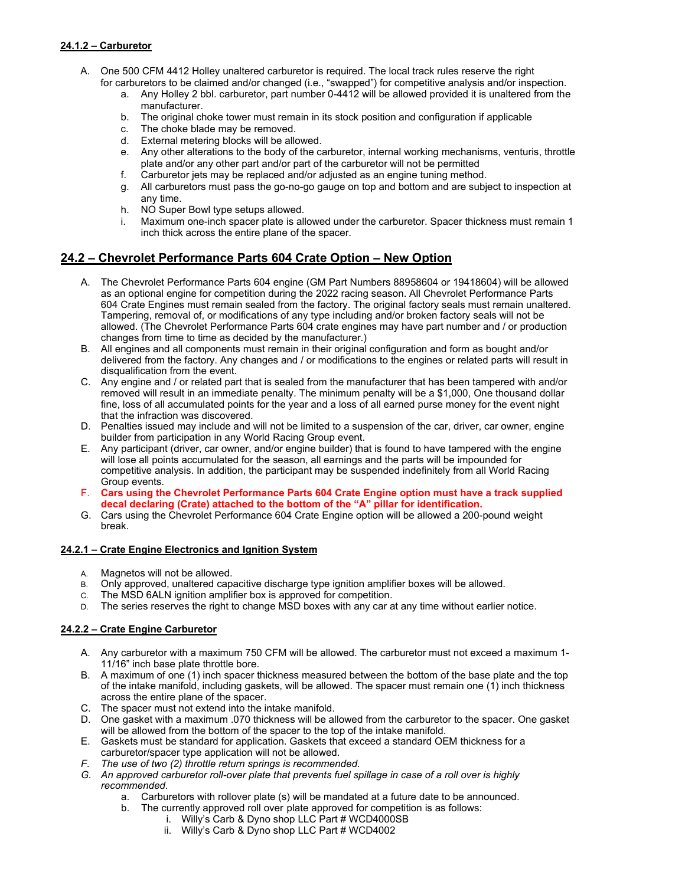#### 24.1.2 – Carburetor

A. One 500 CFM 4412 Holley unaltered carburetor is required. The local track rules reserve the right for carburetors to be claimed and/or changed (i.e., "swapped") for competitive analysis and/or inspection.
   a. Any Holley 2 bbl. carburetor, part number 0-4412 will be allowed provided it is unaltered from the manufacturer.
   b. The original choke tower must remain in its stock position and configuration if applicable
   c. The choke blade may be removed.
   d. External metering blocks will be allowed.
   e. Any other alterations to the body of the carburetor, internal working mechanisms, venturis, throttle plate and/or any other part and/or part of the carburetor will not be permitted
   f. Carburetor jets may be replaced and/or adjusted as an engine tuning method.
   g. All carburetors must pass the go-no-go gauge on top and bottom and are subject to inspection at any time.
   h. NO Super Bowl type setups allowed.
   i. Maximum one-inch spacer plate is allowed under the carburetor. Spacer thickness must remain 1 inch thick across the entire plane of the spacer.

## 24.2 – Chevrolet Performance Parts 604 Crate Option – New Option

A. The Chevrolet Performance Parts 604 engine (GM Part Numbers 88958604 or 19418604) will be allowed as an optional engine for competition during the 2022 racing season. All Chevrolet Performance Parts 604 Crate Engines must remain sealed from the factory. The original factory seals must remain unaltered. Tampering, removal of, or modifications of any type including and/or broken factory seals will not be allowed. (The Chevrolet Performance Parts 604 crate engines may have part number and / or production changes from time to time as decided by the manufacturer.)
B. All engines and all components must remain in their original configuration and form as bought and/or delivered from the factory. Any changes and / or modifications to the engines or related parts will result in disqualification from the event.
C. Any engine and / or related part that is sealed from the manufacturer that has been tampered with and/or removed will result in an immediate penalty. The minimum penalty will be a $1,000, One thousand dollar fine, loss of all accumulated points for the year and a loss of all earned purse money for the event night that the infraction was discovered.
D. Penalties issued may include and will not be limited to a suspension of the car, driver, car owner, engine builder from participation in any World Racing Group event.
E. Any participant (driver, car owner, and/or engine builder) that is found to have tampered with the engine will lose all points accumulated for the season, all earnings and the parts will be impounded for competitive analysis. In addition, the participant may be suspended indefinitely from all World Racing Group events.
F. **Cars using the Chevrolet Performance Parts 604 Crate Engine option must have a track supplied decal declaring (Crate) attached to the bottom of the "A" pillar for identification.**
G. Cars using the Chevrolet Performance 604 Crate Engine option will be allowed a 200-pound weight break.

#### 24.2.1 – Crate Engine Electronics and Ignition System

A. Magnetos will not be allowed.
B. Only approved, unaltered capacitive discharge type ignition amplifier boxes will be allowed.
C. The MSD 6ALN ignition amplifier box is approved for competition.
D. The series reserves the right to change MSD boxes with any car at any time without earlier notice.

#### 24.2.2 – Crate Engine Carburetor

A. Any carburetor with a maximum 750 CFM will be allowed. The carburetor must not exceed a maximum 1-11/16" inch base plate throttle bore.
B. A maximum of one (1) inch spacer thickness measured between the bottom of the base plate and the top of the intake manifold, including gaskets, will be allowed. The spacer must remain one (1) inch thickness across the entire plane of the spacer.
C. The spacer must not extend into the intake manifold.
D. One gasket with a maximum .070 thickness will be allowed from the carburetor to the spacer. One gasket will be allowed from the bottom of the spacer to the top of the intake manifold.
E. Gaskets must be standard for application. Gaskets that exceed a standard OEM thickness for a carburetor/spacer type application will not be allowed.
F. *The use of two (2) throttle return springs is recommended.*
G. *An approved carburetor roll-over plate that prevents fuel spillage in case of a roll over is highly recommended.*
   a. Carburetors with rollover plate (s) will be mandated at a future date to be announced.
   b. The currently approved roll over plate approved for competition is as follows:
      i. Willy's Carb & Dyno shop LLC Part # WCD4000SB
      ii. Willy's Carb & Dyno shop LLC Part # WCD4002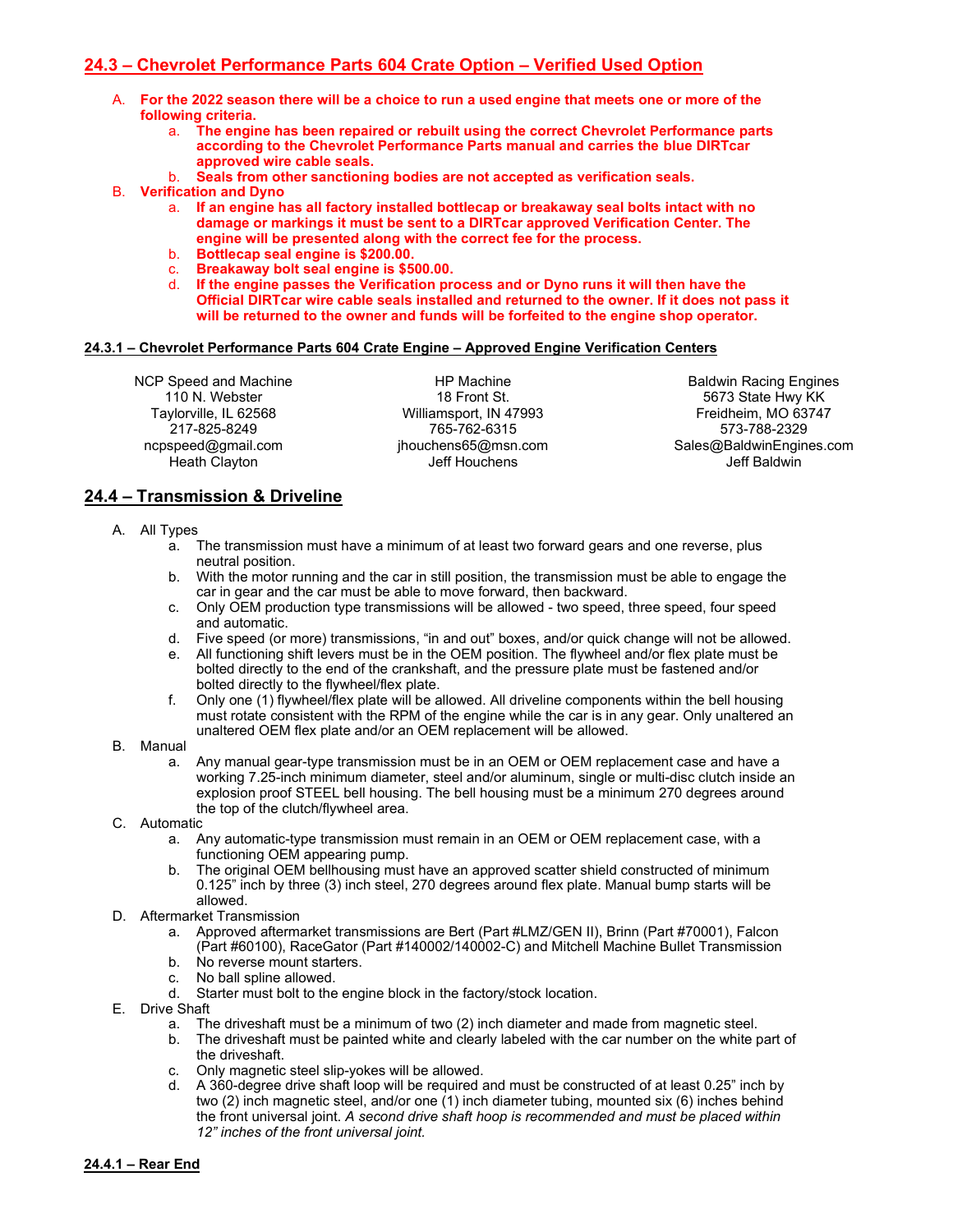## 24.3 – Chevrolet Performance Parts 604 Crate Option – Verified Used Option

A. **For the 2022 season there will be a choice to run a used engine that meets one or more of the following criteria.**
    a. **The engine has been repaired or rebuilt using the correct Chevrolet Performance parts according to the Chevrolet Performance Parts manual and carries the blue DIRTcar approved wire cable seals.**
    b. **Seals from other sanctioning bodies are not accepted as verification seals.**

B. **Verification and Dyno**
    a. **If an engine has all factory installed bottlecap or breakaway seal bolts intact with no damage or markings it must be sent to a DIRTcar approved Verification Center. The engine will be presented along with the correct fee for the process.**
    b. **Bottlecap seal engine is $200.00.**
    c. **Breakaway bolt seal engine is $500.00.**
    d. **If the engine passes the Verification process and or Dyno runs it will then have the Official DIRTcar wire cable seals installed and returned to the owner. If it does not pass it will be returned to the owner and funds will be forfeited to the engine shop operator.**

### 24.3.1 – Chevrolet Performance Parts 604 Crate Engine – Approved Engine Verification Centers

NCP Speed and Machine
110 N. Webster
Taylorville, IL 62568
217-825-8249
ncpspeed@gmail.com
Heath Clayton

HP Machine
18 Front St.
Williamsport, IN 47993
765-762-6315
jhouchens65@msn.com
Jeff Houchens

Baldwin Racing Engines
5673 State Hwy KK
Freidheim, MO 63747
573-788-2329
Sales@BaldwinEngines.com
Jeff Baldwin

## 24.4 – Transmission & Driveline

A. All Types
    a. The transmission must have a minimum of at least two forward gears and one reverse, plus neutral position.
    b. With the motor running and the car in still position, the transmission must be able to engage the car in gear and the car must be able to move forward, then backward.
    c. Only OEM production type transmissions will be allowed - two speed, three speed, four speed and automatic.
    d. Five speed (or more) transmissions, "in and out" boxes, and/or quick change will not be allowed.
    e. All functioning shift levers must be in the OEM position. The flywheel and/or flex plate must be bolted directly to the end of the crankshaft, and the pressure plate must be fastened and/or bolted directly to the flywheel/flex plate.
    f. Only one (1) flywheel/flex plate will be allowed. All driveline components within the bell housing must rotate consistent with the RPM of the engine while the car is in any gear. Only unaltered an unaltered OEM flex plate and/or an OEM replacement will be allowed.

B. Manual
    a. Any manual gear-type transmission must be in an OEM or OEM replacement case and have a working 7.25-inch minimum diameter, steel and/or aluminum, single or multi-disc clutch inside an explosion proof STEEL bell housing. The bell housing must be a minimum 270 degrees around the top of the clutch/flywheel area.

C. Automatic
    a. Any automatic-type transmission must remain in an OEM or OEM replacement case, with a functioning OEM appearing pump.
    b. The original OEM bellhousing must have an approved scatter shield constructed of minimum 0.125" inch by three (3) inch steel, 270 degrees around flex plate. Manual bump starts will be allowed.

D. Aftermarket Transmission
    a. Approved aftermarket transmissions are Bert (Part #LMZ/GEN II), Brinn (Part #70001), Falcon (Part #60100), RaceGator (Part #140002/140002-C) and Mitchell Machine Bullet Transmission
    b. No reverse mount starters.
    c. No ball spline allowed.
    d. Starter must bolt to the engine block in the factory/stock location.

E. Drive Shaft
    a. The driveshaft must be a minimum of two (2) inch diameter and made from magnetic steel.
    b. The driveshaft must be painted white and clearly labeled with the car number on the white part of the driveshaft.
    c. Only magnetic steel slip-yokes will be allowed.
    d. A 360-degree drive shaft loop will be required and must be constructed of at least 0.25" inch by two (2) inch magnetic steel, and/or one (1) inch diameter tubing, mounted six (6) inches behind the front universal joint. *A second drive shaft hoop is recommended and must be placed within 12" inches of the front universal joint.*

### 24.4.1 – Rear End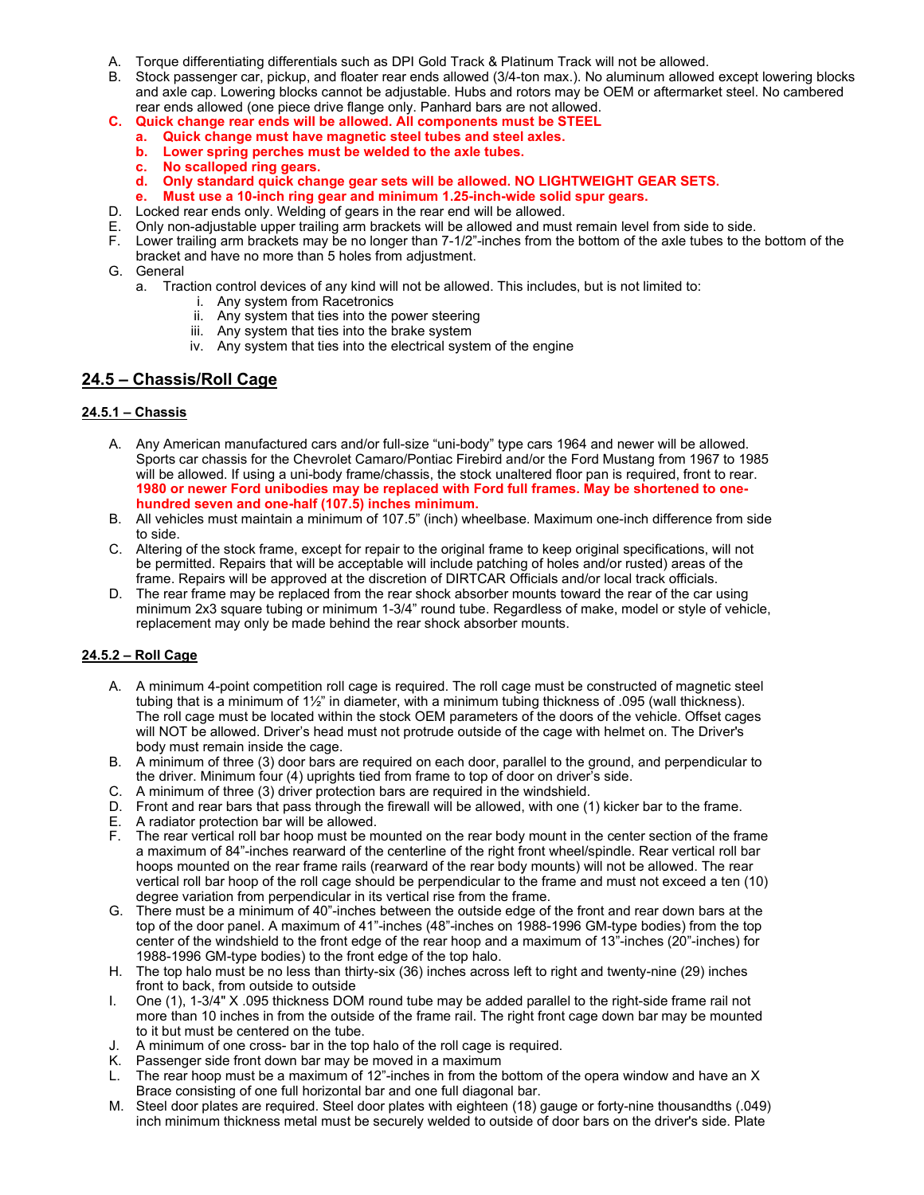A. Torque differentiating differentials such as DPI Gold Track & Platinum Track will not be allowed.
B. Stock passenger car, pickup, and floater rear ends allowed (3/4-ton max.). No aluminum allowed except lowering blocks and axle cap. Lowering blocks cannot be adjustable. Hubs and rotors may be OEM or aftermarket steel. No cambered rear ends allowed (one piece drive flange only. Panhard bars are not allowed.
**C. Quick change rear ends will be allowed. All components must be STEEL**
   **a. Quick change must have magnetic steel tubes and steel axles.**
   **b. Lower spring perches must be welded to the axle tubes.**
   **c. No scalloped ring gears.**
   **d. Only standard quick change gear sets will be allowed. NO LIGHTWEIGHT GEAR SETS.**
   **e. Must use a 10-inch ring gear and minimum 1.25-inch-wide solid spur gears.**
D. Locked rear ends only. Welding of gears in the rear end will be allowed.
E. Only non-adjustable upper trailing arm brackets will be allowed and must remain level from side to side.
F. Lower trailing arm brackets may be no longer than 7-1/2"-inches from the bottom of the axle tubes to the bottom of the bracket and have no more than 5 holes from adjustment.
G. General
   a. Traction control devices of any kind will not be allowed. This includes, but is not limited to:
      i. Any system from Racetronics
      ii. Any system that ties into the power steering
      iii. Any system that ties into the brake system
      iv. Any system that ties into the electrical system of the engine

## 24.5 – Chassis/Roll Cage

### 24.5.1 – Chassis

A. Any American manufactured cars and/or full-size "uni-body" type cars 1964 and newer will be allowed. Sports car chassis for the Chevrolet Camaro/Pontiac Firebird and/or the Ford Mustang from 1967 to 1985 will be allowed. If using a uni-body frame/chassis, the stock unaltered floor pan is required, front to rear. **1980 or newer Ford unibodies may be replaced with Ford full frames. May be shortened to one-hundred seven and one-half (107.5) inches minimum.**
B. All vehicles must maintain a minimum of 107.5" (inch) wheelbase. Maximum one-inch difference from side to side.
C. Altering of the stock frame, except for repair to the original frame to keep original specifications, will not be permitted. Repairs that will be acceptable will include patching of holes and/or rusted) areas of the frame. Repairs will be approved at the discretion of DIRTCAR Officials and/or local track officials.
D. The rear frame may be replaced from the rear shock absorber mounts toward the rear of the car using minimum 2x3 square tubing or minimum 1-3/4" round tube. Regardless of make, model or style of vehicle, replacement may only be made behind the rear shock absorber mounts.

### 24.5.2 – Roll Cage

A. A minimum 4-point competition roll cage is required. The roll cage must be constructed of magnetic steel tubing that is a minimum of 1½" in diameter, with a minimum tubing thickness of .095 (wall thickness). The roll cage must be located within the stock OEM parameters of the doors of the vehicle. Offset cages will NOT be allowed. Driver's head must not protrude outside of the cage with helmet on. The Driver's body must remain inside the cage.
B. A minimum of three (3) door bars are required on each door, parallel to the ground, and perpendicular to the driver. Minimum four (4) uprights tied from frame to top of door on driver's side.
C. A minimum of three (3) driver protection bars are required in the windshield.
D. Front and rear bars that pass through the firewall will be allowed, with one (1) kicker bar to the frame.
E. A radiator protection bar will be allowed.
F. The rear vertical roll bar hoop must be mounted on the rear body mount in the center section of the frame a maximum of 84"-inches rearward of the centerline of the right front wheel/spindle. Rear vertical roll bar hoops mounted on the rear frame rails (rearward of the rear body mounts) will not be allowed. The rear vertical roll bar hoop of the roll cage should be perpendicular to the frame and must not exceed a ten (10) degree variation from perpendicular in its vertical rise from the frame.
G. There must be a minimum of 40"-inches between the outside edge of the front and rear down bars at the top of the door panel. A maximum of 41"-inches (48"-inches on 1988-1996 GM-type bodies) from the top center of the windshield to the front edge of the rear hoop and a maximum of 13"-inches (20"-inches) for 1988-1996 GM-type bodies) to the front edge of the top halo.
H. The top halo must be no less than thirty-six (36) inches across left to right and twenty-nine (29) inches front to back, from outside to outside
I. One (1), 1-3/4" X .095 thickness DOM round tube may be added parallel to the right-side frame rail not more than 10 inches in from the outside of the frame rail. The right front cage down bar may be mounted to it but must be centered on the tube.
J. A minimum of one cross- bar in the top halo of the roll cage is required.
K. Passenger side front down bar may be moved in a maximum
L. The rear hoop must be a maximum of 12"-inches in from the bottom of the opera window and have an X Brace consisting of one full horizontal bar and one full diagonal bar.
M. Steel door plates are required. Steel door plates with eighteen (18) gauge or forty-nine thousandths (.049) inch minimum thickness metal must be securely welded to outside of door bars on the driver's side. Plate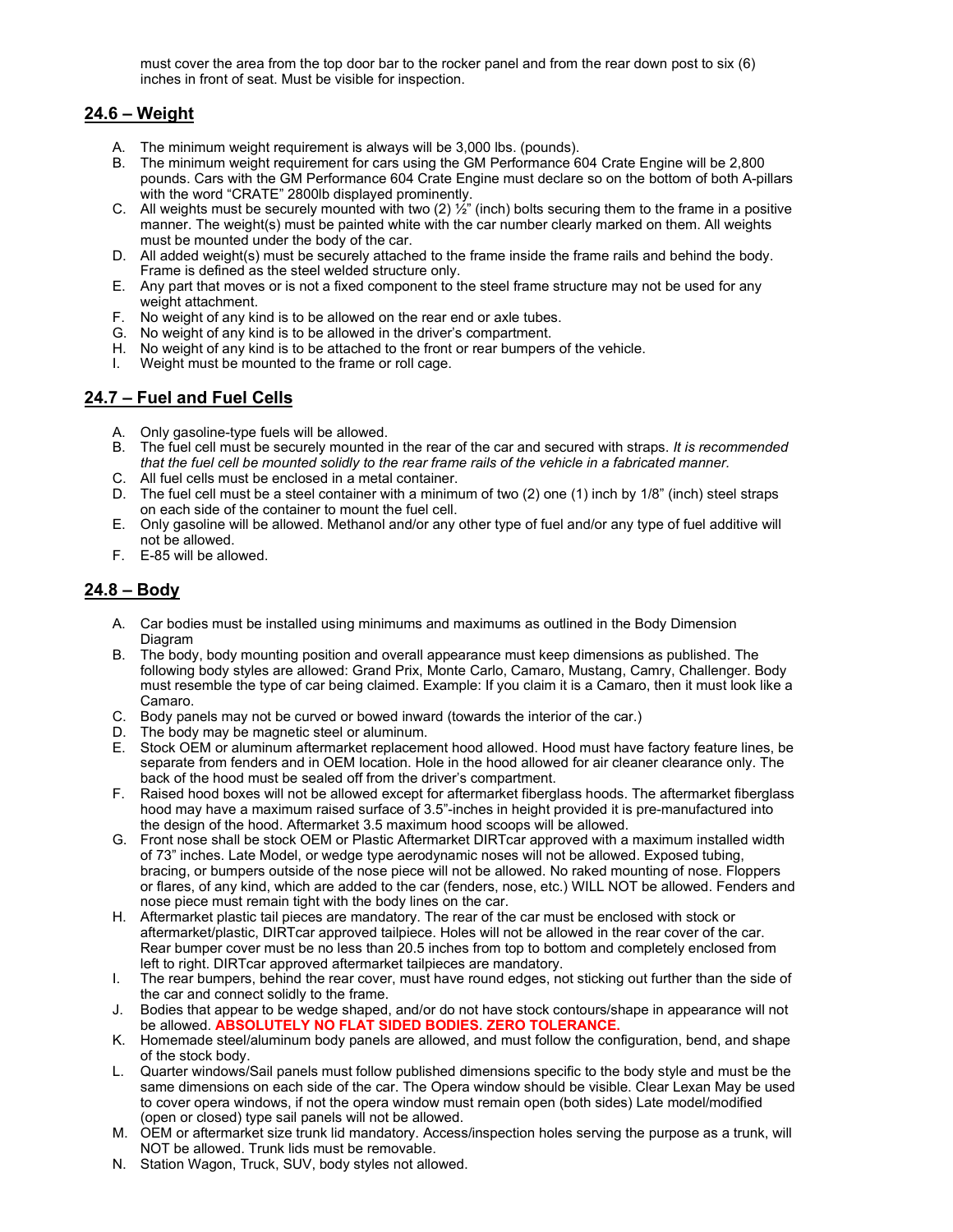must cover the area from the top door bar to the rocker panel and from the rear down post to six (6) inches in front of seat. Must be visible for inspection.

## 24.6 – Weight

A. The minimum weight requirement is always will be 3,000 lbs. (pounds).
B. The minimum weight requirement for cars using the GM Performance 604 Crate Engine will be 2,800 pounds. Cars with the GM Performance 604 Crate Engine must declare so on the bottom of both A-pillars with the word "CRATE" 2800lb displayed prominently.
C. All weights must be securely mounted with two (2) ½" (inch) bolts securing them to the frame in a positive manner. The weight(s) must be painted white with the car number clearly marked on them. All weights must be mounted under the body of the car.
D. All added weight(s) must be securely attached to the frame inside the frame rails and behind the body. Frame is defined as the steel welded structure only.
E. Any part that moves or is not a fixed component to the steel frame structure may not be used for any weight attachment.
F. No weight of any kind is to be allowed on the rear end or axle tubes.
G. No weight of any kind is to be allowed in the driver's compartment.
H. No weight of any kind is to be attached to the front or rear bumpers of the vehicle.
I. Weight must be mounted to the frame or roll cage.

## 24.7 – Fuel and Fuel Cells

A. Only gasoline-type fuels will be allowed.
B. The fuel cell must be securely mounted in the rear of the car and secured with straps. *It is recommended that the fuel cell be mounted solidly to the rear frame rails of the vehicle in a fabricated manner.*
C. All fuel cells must be enclosed in a metal container.
D. The fuel cell must be a steel container with a minimum of two (2) one (1) inch by 1/8" (inch) steel straps on each side of the container to mount the fuel cell.
E. Only gasoline will be allowed. Methanol and/or any other type of fuel and/or any type of fuel additive will not be allowed.
F. E-85 will be allowed.

## 24.8 – Body

A. Car bodies must be installed using minimums and maximums as outlined in the Body Dimension Diagram
B. The body, body mounting position and overall appearance must keep dimensions as published. The following body styles are allowed: Grand Prix, Monte Carlo, Camaro, Mustang, Camry, Challenger. Body must resemble the type of car being claimed. Example: If you claim it is a Camaro, then it must look like a Camaro.
C. Body panels may not be curved or bowed inward (towards the interior of the car.)
D. The body may be magnetic steel or aluminum.
E. Stock OEM or aluminum aftermarket replacement hood allowed. Hood must have factory feature lines, be separate from fenders and in OEM location. Hole in the hood allowed for air cleaner clearance only. The back of the hood must be sealed off from the driver's compartment.
F. Raised hood boxes will not be allowed except for aftermarket fiberglass hoods. The aftermarket fiberglass hood may have a maximum raised surface of 3.5"-inches in height provided it is pre-manufactured into the design of the hood. Aftermarket 3.5 maximum hood scoops will be allowed.
G. Front nose shall be stock OEM or Plastic Aftermarket DIRTcar approved with a maximum installed width of 73" inches. Late Model, or wedge type aerodynamic noses will not be allowed. Exposed tubing, bracing, or bumpers outside of the nose piece will not be allowed. No raked mounting of nose. Floppers or flares, of any kind, which are added to the car (fenders, nose, etc.) WILL NOT be allowed. Fenders and nose piece must remain tight with the body lines on the car.
H. Aftermarket plastic tail pieces are mandatory. The rear of the car must be enclosed with stock or aftermarket/plastic, DIRTcar approved tailpiece. Holes will not be allowed in the rear cover of the car. Rear bumper cover must be no less than 20.5 inches from top to bottom and completely enclosed from left to right. DIRTcar approved aftermarket tailpieces are mandatory.
I. The rear bumpers, behind the rear cover, must have round edges, not sticking out further than the side of the car and connect solidly to the frame.
J. Bodies that appear to be wedge shaped, and/or do not have stock contours/shape in appearance will not be allowed. **ABSOLUTELY NO FLAT SIDED BODIES. ZERO TOLERANCE.**
K. Homemade steel/aluminum body panels are allowed, and must follow the configuration, bend, and shape of the stock body.
L. Quarter windows/Sail panels must follow published dimensions specific to the body style and must be the same dimensions on each side of the car. The Opera window should be visible. Clear Lexan May be used to cover opera windows, if not the opera window must remain open (both sides) Late model/modified (open or closed) type sail panels will not be allowed.
M. OEM or aftermarket size trunk lid mandatory. Access/inspection holes serving the purpose as a trunk, will NOT be allowed. Trunk lids must be removable.
N. Station Wagon, Truck, SUV, body styles not allowed.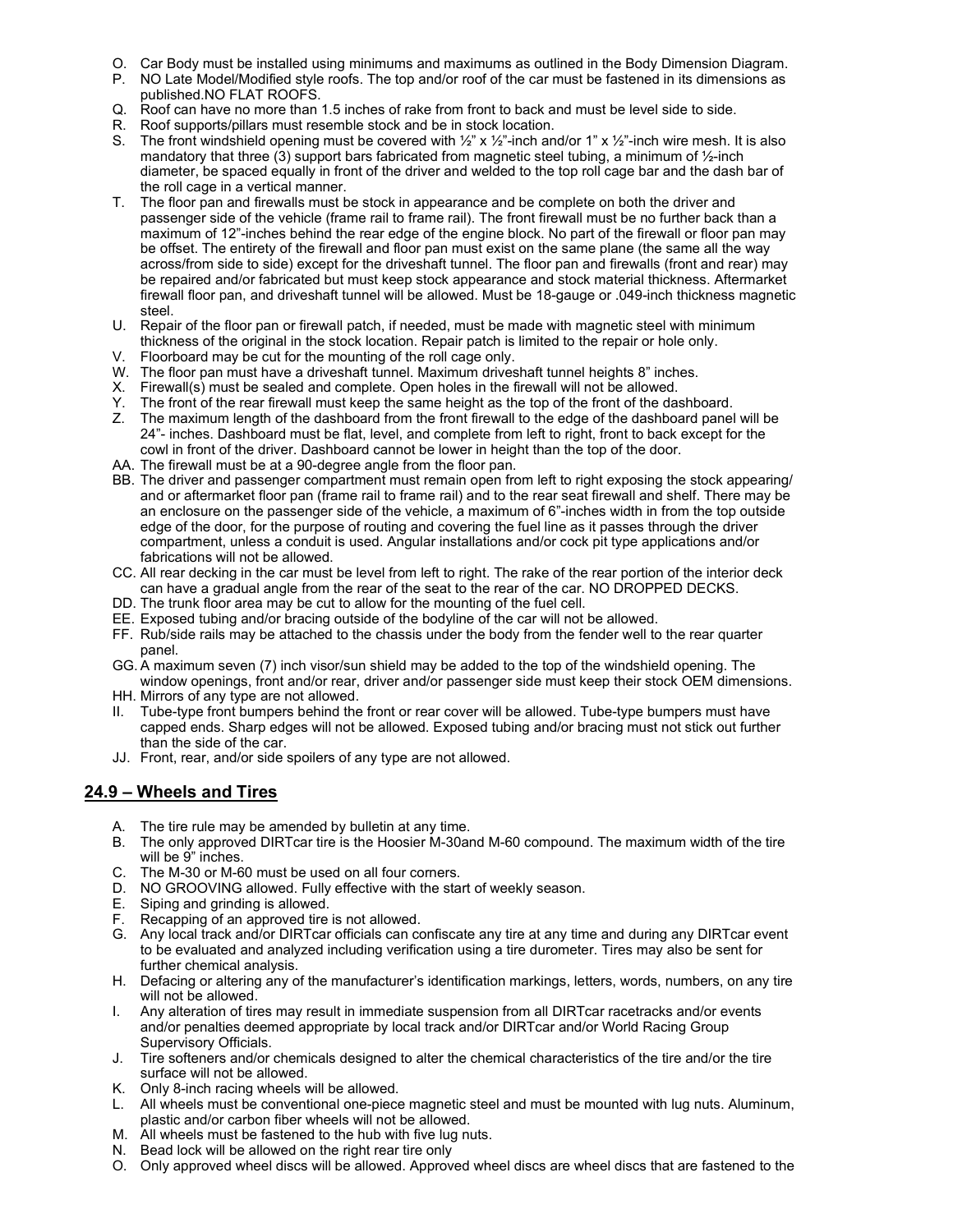O. Car Body must be installed using minimums and maximums as outlined in the Body Dimension Diagram.
P. NO Late Model/Modified style roofs. The top and/or roof of the car must be fastened in its dimensions as published.NO FLAT ROOFS.
Q. Roof can have no more than 1.5 inches of rake from front to back and must be level side to side.
R. Roof supports/pillars must resemble stock and be in stock location.
S. The front windshield opening must be covered with ½" x ½"-inch and/or 1" x ½"-inch wire mesh. It is also mandatory that three (3) support bars fabricated from magnetic steel tubing, a minimum of ½-inch diameter, be spaced equally in front of the driver and welded to the top roll cage bar and the dash bar of the roll cage in a vertical manner.
T. The floor pan and firewalls must be stock in appearance and be complete on both the driver and passenger side of the vehicle (frame rail to frame rail). The front firewall must be no further back than a maximum of 12"-inches behind the rear edge of the engine block. No part of the firewall or floor pan may be offset. The entirety of the firewall and floor pan must exist on the same plane (the same all the way across/from side to side) except for the driveshaft tunnel. The floor pan and firewalls (front and rear) may be repaired and/or fabricated but must keep stock appearance and stock material thickness. Aftermarket firewall floor pan, and driveshaft tunnel will be allowed. Must be 18-gauge or .049-inch thickness magnetic steel.
U. Repair of the floor pan or firewall patch, if needed, must be made with magnetic steel with minimum thickness of the original in the stock location. Repair patch is limited to the repair or hole only.
V. Floorboard may be cut for the mounting of the roll cage only.
W. The floor pan must have a driveshaft tunnel. Maximum driveshaft tunnel heights 8" inches.
X. Firewall(s) must be sealed and complete. Open holes in the firewall will not be allowed.
Y. The front of the rear firewall must keep the same height as the top of the front of the dashboard.
Z. The maximum length of the dashboard from the front firewall to the edge of the dashboard panel will be 24"- inches. Dashboard must be flat, level, and complete from left to right, front to back except for the cowl in front of the driver. Dashboard cannot be lower in height than the top of the door.
AA. The firewall must be at a 90-degree angle from the floor pan.
BB. The driver and passenger compartment must remain open from left to right exposing the stock appearing/ and or aftermarket floor pan (frame rail to frame rail) and to the rear seat firewall and shelf. There may be an enclosure on the passenger side of the vehicle, a maximum of 6"-inches width in from the top outside edge of the door, for the purpose of routing and covering the fuel line as it passes through the driver compartment, unless a conduit is used. Angular installations and/or cock pit type applications and/or fabrications will not be allowed.
CC. All rear decking in the car must be level from left to right. The rake of the rear portion of the interior deck can have a gradual angle from the rear of the seat to the rear of the car. NO DROPPED DECKS.
DD. The trunk floor area may be cut to allow for the mounting of the fuel cell.
EE. Exposed tubing and/or bracing outside of the bodyline of the car will not be allowed.
FF. Rub/side rails may be attached to the chassis under the body from the fender well to the rear quarter panel.
GG. A maximum seven (7) inch visor/sun shield may be added to the top of the windshield opening. The window openings, front and/or rear, driver and/or passenger side must keep their stock OEM dimensions.
HH. Mirrors of any type are not allowed.
II. Tube-type front bumpers behind the front or rear cover will be allowed. Tube-type bumpers must have capped ends. Sharp edges will not be allowed. Exposed tubing and/or bracing must not stick out further than the side of the car.
JJ. Front, rear, and/or side spoilers of any type are not allowed.

## 24.9 – Wheels and Tires

A. The tire rule may be amended by bulletin at any time.
B. The only approved DIRTcar tire is the Hoosier M-30and M-60 compound. The maximum width of the tire will be 9" inches.
C. The M-30 or M-60 must be used on all four corners.
D. NO GROOVING allowed. Fully effective with the start of weekly season.
E. Siping and grinding is allowed.
F. Recapping of an approved tire is not allowed.
G. Any local track and/or DIRTcar officials can confiscate any tire at any time and during any DIRTcar event to be evaluated and analyzed including verification using a tire durometer. Tires may also be sent for further chemical analysis.
H. Defacing or altering any of the manufacturer's identification markings, letters, words, numbers, on any tire will not be allowed.
I. Any alteration of tires may result in immediate suspension from all DIRTcar racetracks and/or events and/or penalties deemed appropriate by local track and/or DIRTcar and/or World Racing Group Supervisory Officials.
J. Tire softeners and/or chemicals designed to alter the chemical characteristics of the tire and/or the tire surface will not be allowed.
K. Only 8-inch racing wheels will be allowed.
L. All wheels must be conventional one-piece magnetic steel and must be mounted with lug nuts. Aluminum, plastic and/or carbon fiber wheels will not be allowed.
M. All wheels must be fastened to the hub with five lug nuts.
N. Bead lock will be allowed on the right rear tire only
O. Only approved wheel discs will be allowed. Approved wheel discs are wheel discs that are fastened to the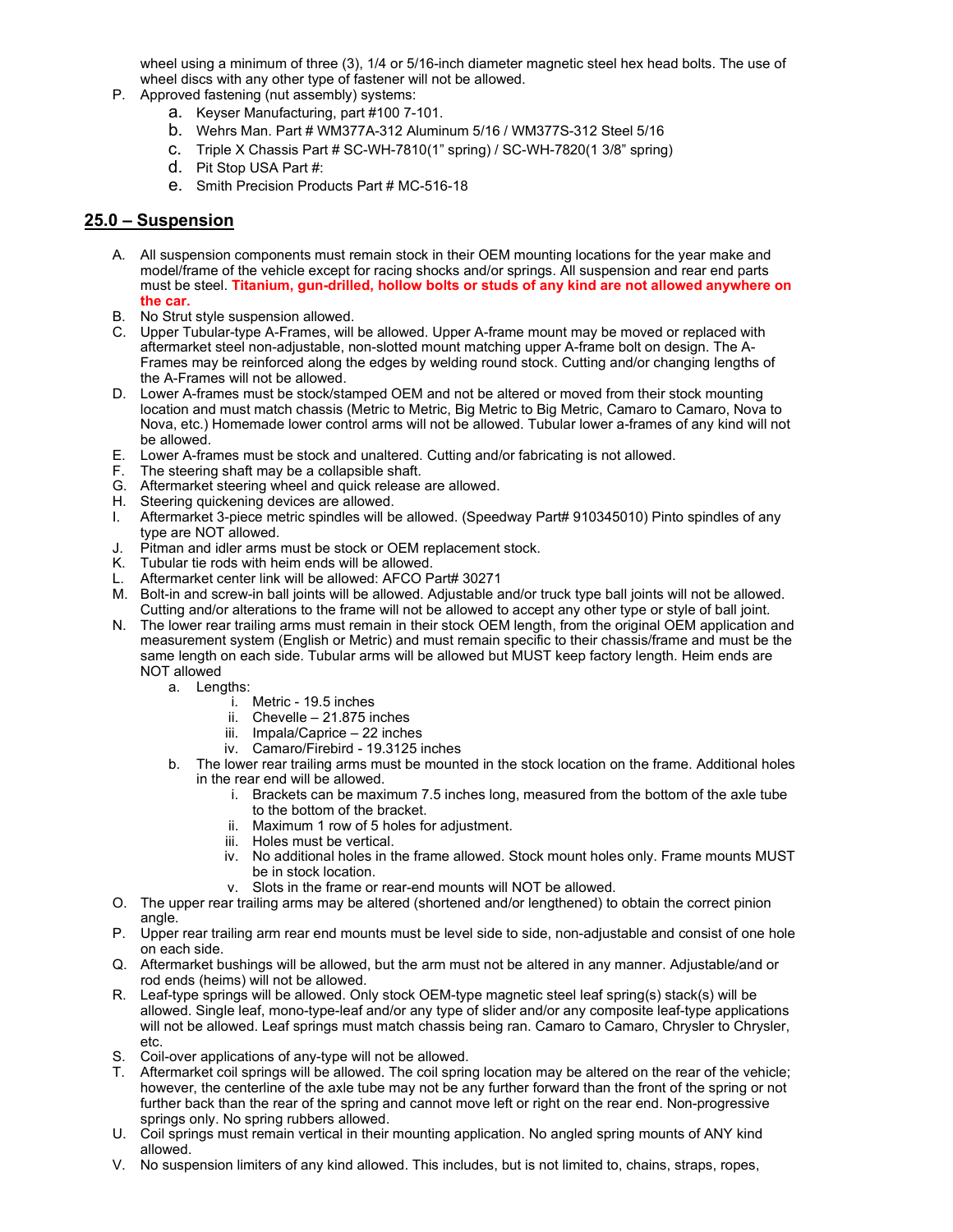wheel using a minimum of three (3), 1/4 or 5/16-inch diameter magnetic steel hex head bolts. The use of wheel discs with any other type of fastener will not be allowed.

P. Approved fastening (nut assembly) systems:
   a. Keyser Manufacturing, part #100 7-101.
   b. Wehrs Man. Part # WM377A-312 Aluminum 5/16 / WM377S-312 Steel 5/16
   c. Triple X Chassis Part # SC-WH-7810(1" spring) / SC-WH-7820(1 3/8" spring)
   d. Pit Stop USA Part #:
   e. Smith Precision Products Part # MC-516-18

## 25.0 – Suspension

A. All suspension components must remain stock in their OEM mounting locations for the year make and model/frame of the vehicle except for racing shocks and/or springs. All suspension and rear end parts must be steel. **Titanium, gun-drilled, hollow bolts or studs of any kind are not allowed anywhere on the car.**

B. No Strut style suspension allowed.

C. Upper Tubular-type A-Frames, will be allowed. Upper A-frame mount may be moved or replaced with aftermarket steel non-adjustable, non-slotted mount matching upper A-frame bolt on design. The A-Frames may be reinforced along the edges by welding round stock. Cutting and/or changing lengths of the A-Frames will not be allowed.

D. Lower A-frames must be stock/stamped OEM and not be altered or moved from their stock mounting location and must match chassis (Metric to Metric, Big Metric to Big Metric, Camaro to Camaro, Nova to Nova, etc.) Homemade lower control arms will not be allowed. Tubular lower a-frames of any kind will not be allowed.

E. Lower A-frames must be stock and unaltered. Cutting and/or fabricating is not allowed.

F. The steering shaft may be a collapsible shaft.

G. Aftermarket steering wheel and quick release are allowed.

H. Steering quickening devices are allowed.

I. Aftermarket 3-piece metric spindles will be allowed. (Speedway Part# 910345010) Pinto spindles of any type are NOT allowed.

J. Pitman and idler arms must be stock or OEM replacement stock.

K. Tubular tie rods with heim ends will be allowed.

L. Aftermarket center link will be allowed: AFCO Part# 30271

M. Bolt-in and screw-in ball joints will be allowed. Adjustable and/or truck type ball joints will not be allowed. Cutting and/or alterations to the frame will not be allowed to accept any other type or style of ball joint.

N. The lower rear trailing arms must remain in their stock OEM length, from the original OEM application and measurement system (English or Metric) and must remain specific to their chassis/frame and must be the same length on each side. Tubular arms will be allowed but MUST keep factory length. Heim ends are NOT allowed
   a. Lengths:
      i. Metric - 19.5 inches
      ii. Chevelle – 21.875 inches
      iii. Impala/Caprice – 22 inches
      iv. Camaro/Firebird - 19.3125 inches
   b. The lower rear trailing arms must be mounted in the stock location on the frame. Additional holes in the rear end will be allowed.
      i. Brackets can be maximum 7.5 inches long, measured from the bottom of the axle tube to the bottom of the bracket.
      ii. Maximum 1 row of 5 holes for adjustment.
      iii. Holes must be vertical.
      iv. No additional holes in the frame allowed. Stock mount holes only. Frame mounts MUST be in stock location.
      v. Slots in the frame or rear-end mounts will NOT be allowed.

O. The upper rear trailing arms may be altered (shortened and/or lengthened) to obtain the correct pinion angle.

P. Upper rear trailing arm rear end mounts must be level side to side, non-adjustable and consist of one hole on each side.

Q. Aftermarket bushings will be allowed, but the arm must not be altered in any manner. Adjustable/and or rod ends (heims) will not be allowed.

R. Leaf-type springs will be allowed. Only stock OEM-type magnetic steel leaf spring(s) stack(s) will be allowed. Single leaf, mono-type-leaf and/or any type of slider and/or any composite leaf-type applications will not be allowed. Leaf springs must match chassis being ran. Camaro to Camaro, Chrysler to Chrysler, etc.

S. Coil-over applications of any-type will not be allowed.

T. Aftermarket coil springs will be allowed. The coil spring location may be altered on the rear of the vehicle; however, the centerline of the axle tube may not be any further forward than the front of the spring or not further back than the rear of the spring and cannot move left or right on the rear end. Non-progressive springs only. No spring rubbers allowed.

U. Coil springs must remain vertical in their mounting application. No angled spring mounts of ANY kind allowed.

V. No suspension limiters of any kind allowed. This includes, but is not limited to, chains, straps, ropes,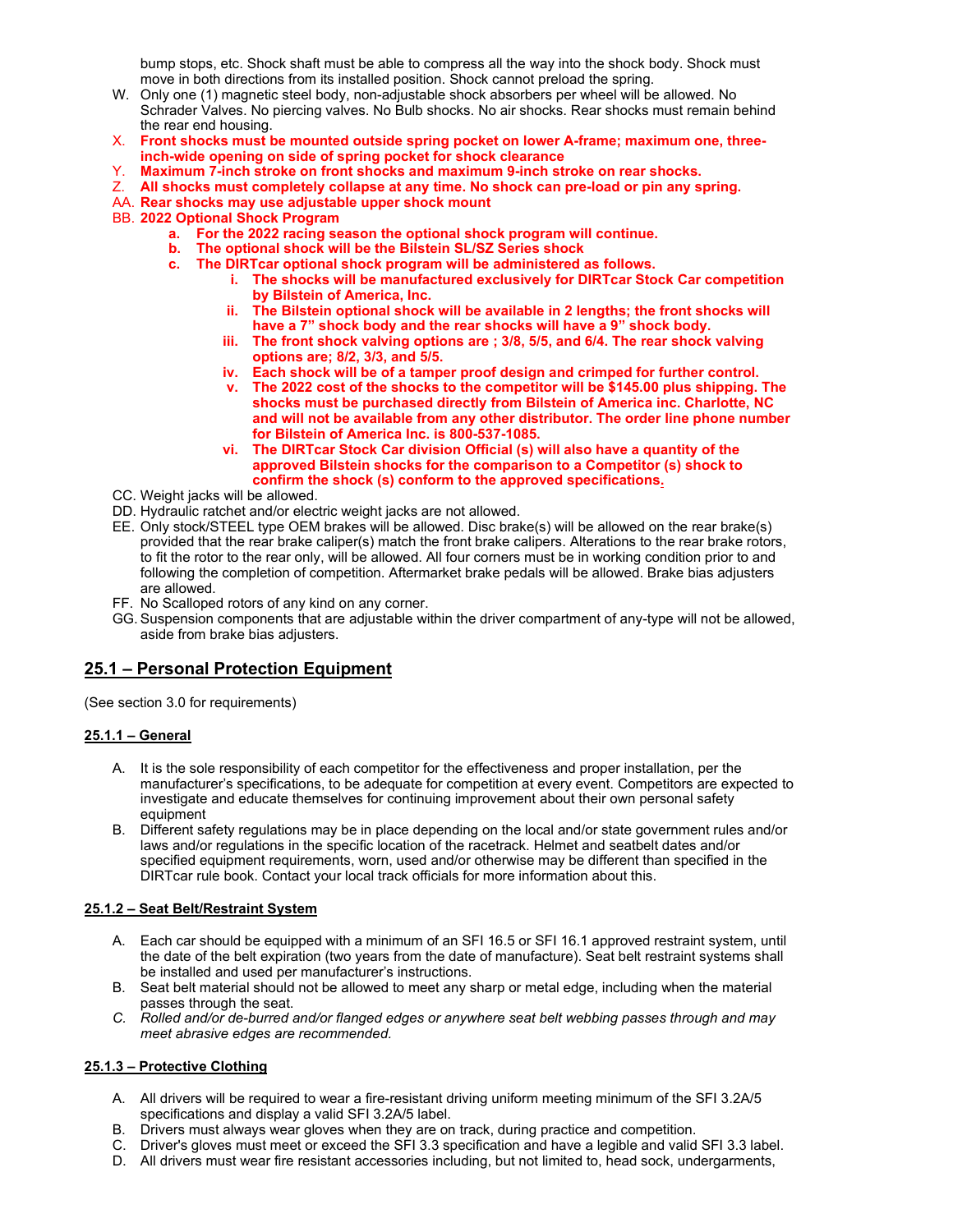bump stops, etc. Shock shaft must be able to compress all the way into the shock body. Shock must move in both directions from its installed position. Shock cannot preload the spring.

W. Only one (1) magnetic steel body, non-adjustable shock absorbers per wheel will be allowed. No Schrader Valves. No piercing valves. No Bulb shocks. No air shocks. Rear shocks must remain behind the rear end housing.

X. **Front shocks must be mounted outside spring pocket on lower A-frame; maximum one, three-inch-wide opening on side of spring pocket for shock clearance**

Y. **Maximum 7-inch stroke on front shocks and maximum 9-inch stroke on rear shocks.**

Z. **All shocks must completely collapse at any time. No shock can pre-load or pin any spring.**

AA. **Rear shocks may use adjustable upper shock mount**

BB. **2022 Optional Shock Program**

- **a. For the 2022 racing season the optional shock program will continue.**
- **b. The optional shock will be the Bilstein SL/SZ Series shock**
- **c. The DIRTcar optional shock program will be administered as follows.**
  - **i. The shocks will be manufactured exclusively for DIRTcar Stock Car competition by Bilstein of America, Inc.**
  - **ii. The Bilstein optional shock will be available in 2 lengths; the front shocks will have a 7" shock body and the rear shocks will have a 9" shock body.**
  - **iii. The front shock valving options are ; 3/8, 5/5, and 6/4. The rear shock valving options are; 8/2, 3/3, and 5/5.**
  - **iv. Each shock will be of a tamper proof design and crimped for further control.**
  - **v. The 2022 cost of the shocks to the competitor will be $145.00 plus shipping. The shocks must be purchased directly from Bilstein of America inc. Charlotte, NC and will not be available from any other distributor. The order line phone number for Bilstein of America Inc. is 800-537-1085.**
  - **vi. The DIRTcar Stock Car division Official (s) will also have a quantity of the approved Bilstein shocks for the comparison to a Competitor (s) shock to confirm the shock (s) conform to the approved specifications.**

CC. Weight jacks will be allowed.

DD. Hydraulic ratchet and/or electric weight jacks are not allowed.

EE. Only stock/STEEL type OEM brakes will be allowed. Disc brake(s) will be allowed on the rear brake(s) provided that the rear brake caliper(s) match the front brake calipers. Alterations to the rear brake rotors, to fit the rotor to the rear only, will be allowed. All four corners must be in working condition prior to and following the completion of competition. Aftermarket brake pedals will be allowed. Brake bias adjusters are allowed.

FF. No Scalloped rotors of any kind on any corner.

GG. Suspension components that are adjustable within the driver compartment of any-type will not be allowed, aside from brake bias adjusters.

## 25.1 – Personal Protection Equipment

(See section 3.0 for requirements)

### 25.1.1 – General

A. It is the sole responsibility of each competitor for the effectiveness and proper installation, per the manufacturer's specifications, to be adequate for competition at every event. Competitors are expected to investigate and educate themselves for continuing improvement about their own personal safety equipment

B. Different safety regulations may be in place depending on the local and/or state government rules and/or laws and/or regulations in the specific location of the racetrack. Helmet and seatbelt dates and/or specified equipment requirements, worn, used and/or otherwise may be different than specified in the DIRTcar rule book. Contact your local track officials for more information about this.

### 25.1.2 – Seat Belt/Restraint System

A. Each car should be equipped with a minimum of an SFI 16.5 or SFI 16.1 approved restraint system, until the date of the belt expiration (two years from the date of manufacture). Seat belt restraint systems shall be installed and used per manufacturer's instructions.

B. Seat belt material should not be allowed to meet any sharp or metal edge, including when the material passes through the seat.

*C. Rolled and/or de-burred and/or flanged edges or anywhere seat belt webbing passes through and may meet abrasive edges are recommended.*

### 25.1.3 – Protective Clothing

A. All drivers will be required to wear a fire-resistant driving uniform meeting minimum of the SFI 3.2A/5 specifications and display a valid SFI 3.2A/5 label.

B. Drivers must always wear gloves when they are on track, during practice and competition.

C. Driver's gloves must meet or exceed the SFI 3.3 specification and have a legible and valid SFI 3.3 label.

D. All drivers must wear fire resistant accessories including, but not limited to, head sock, undergarments,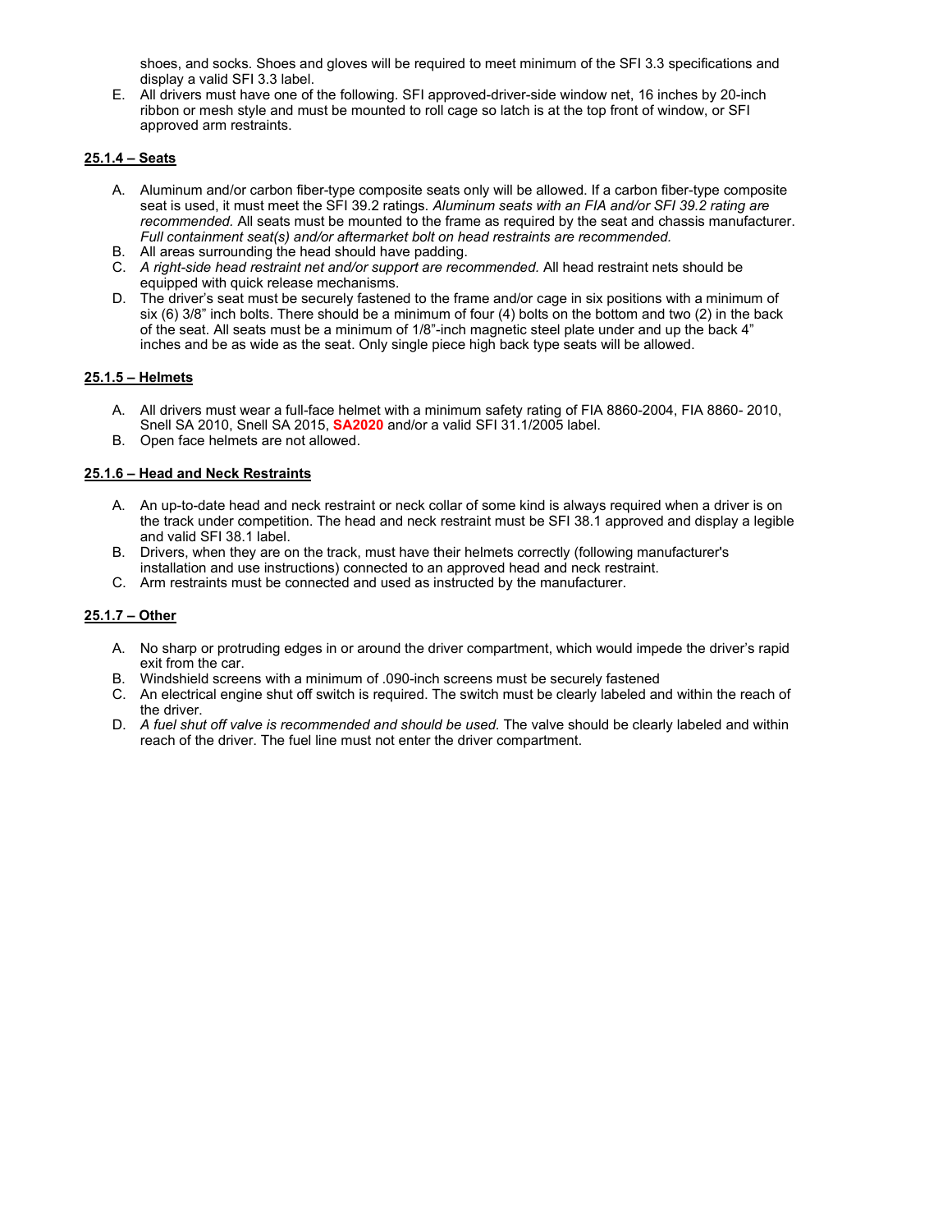shoes, and socks. Shoes and gloves will be required to meet minimum of the SFI 3.3 specifications and display a valid SFI 3.3 label.

E. All drivers must have one of the following. SFI approved-driver-side window net, 16 inches by 20-inch ribbon or mesh style and must be mounted to roll cage so latch is at the top front of window, or SFI approved arm restraints.

**25.1.4 – Seats**

A. Aluminum and/or carbon fiber-type composite seats only will be allowed. If a carbon fiber-type composite seat is used, it must meet the SFI 39.2 ratings. *Aluminum seats with an FIA and/or SFI 39.2 rating are recommended.* All seats must be mounted to the frame as required by the seat and chassis manufacturer. *Full containment seat(s) and/or aftermarket bolt on head restraints are recommended.*
B. All areas surrounding the head should have padding.
C. *A right-side head restraint net and/or support are recommended.* All head restraint nets should be equipped with quick release mechanisms.
D. The driver's seat must be securely fastened to the frame and/or cage in six positions with a minimum of six (6) 3/8" inch bolts. There should be a minimum of four (4) bolts on the bottom and two (2) in the back of the seat. All seats must be a minimum of 1/8"-inch magnetic steel plate under and up the back 4" inches and be as wide as the seat. Only single piece high back type seats will be allowed.

**25.1.5 – Helmets**

A. All drivers must wear a full-face helmet with a minimum safety rating of FIA 8860-2004, FIA 8860- 2010, Snell SA 2010, Snell SA 2015, **SA2020** and/or a valid SFI 31.1/2005 label.
B. Open face helmets are not allowed.

**25.1.6 – Head and Neck Restraints**

A. An up-to-date head and neck restraint or neck collar of some kind is always required when a driver is on the track under competition. The head and neck restraint must be SFI 38.1 approved and display a legible and valid SFI 38.1 label.
B. Drivers, when they are on the track, must have their helmets correctly (following manufacturer's installation and use instructions) connected to an approved head and neck restraint.
C. Arm restraints must be connected and used as instructed by the manufacturer.

**25.1.7 – Other**

A. No sharp or protruding edges in or around the driver compartment, which would impede the driver's rapid exit from the car.
B. Windshield screens with a minimum of .090-inch screens must be securely fastened
C. An electrical engine shut off switch is required. The switch must be clearly labeled and within the reach of the driver.
D. *A fuel shut off valve is recommended and should be used.* The valve should be clearly labeled and within reach of the driver. The fuel line must not enter the driver compartment.